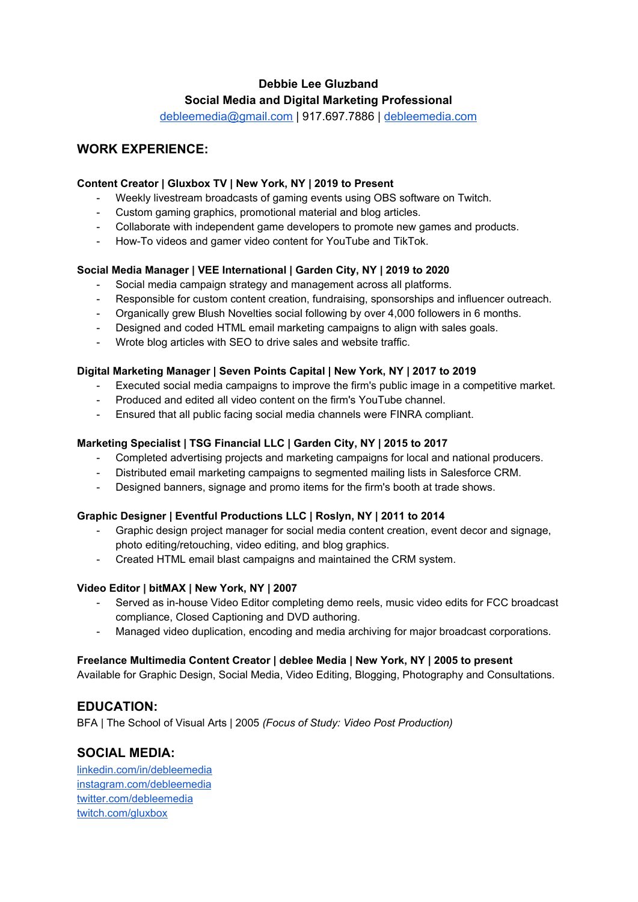# Debbie Lee Gluzband

## Social Media and Digital Marketing Professional

debleemedia@gmail.com | 917.697.7886 | debleemedia.com

## WORK EXPERIENCE:

**Content Creator | Gluxbox TV | New York, NY | 2019 to Present**

- Weekly livestream broadcasts of gaming events using OBS software on Twitch.
- Custom gaming graphics, promotional material and blog articles.
- Collaborate with independent game developers to promote new games and products.
- How-To videos and gamer video content for YouTube and TikTok.

**Social Media Manager | VEE International | Garden City, NY | 2019 to 2020**

- Social media campaign strategy and management across all platforms.
- Responsible for custom content creation, fundraising, sponsorships and influencer outreach.
- Organically grew Blush Novelties social following by over 4,000 followers in 6 months.
- Designed and coded HTML email marketing campaigns to align with sales goals.
- Wrote blog articles with SEO to drive sales and website traffic.

**Digital Marketing Manager | Seven Points Capital | New York, NY | 2017 to 2019**

- Executed social media campaigns to improve the firm's public image in a competitive market.
- Produced and edited all video content on the firm's YouTube channel.
- Ensured that all public facing social media channels were FINRA compliant.

**Marketing Specialist | TSG Financial LLC | Garden City, NY | 2015 to 2017**

- Completed advertising projects and marketing campaigns for local and national producers.
- Distributed email marketing campaigns to segmented mailing lists in Salesforce CRM.
- Designed banners, signage and promo items for the firm's booth at trade shows.

**Graphic Designer | Eventful Productions LLC | Roslyn, NY | 2011 to 2014**

- Graphic design project manager for social media content creation, event decor and signage, photo editing/retouching, video editing, and blog graphics.
- Created HTML email blast campaigns and maintained the CRM system.

**Video Editor | bitMAX | New York, NY | 2007**

- Served as in-house Video Editor completing demo reels, music video edits for FCC broadcast compliance, Closed Captioning and DVD authoring.
- Managed video duplication, encoding and media archiving for major broadcast corporations.

**Freelance Multimedia Content Creator | deblee Media | New York, NY | 2005 to present**

Available for Graphic Design, Social Media, Video Editing, Blogging, Photography and Consultations.

## EDUCATION:

BFA | The School of Visual Arts | 2005 *(Focus of Study: Video Post Production)*

## SOCIAL MEDIA:

linkedin.com/in/debleemedia
instagram.com/debleemedia
twitter.com/debleemedia
twitch.com/gluxbox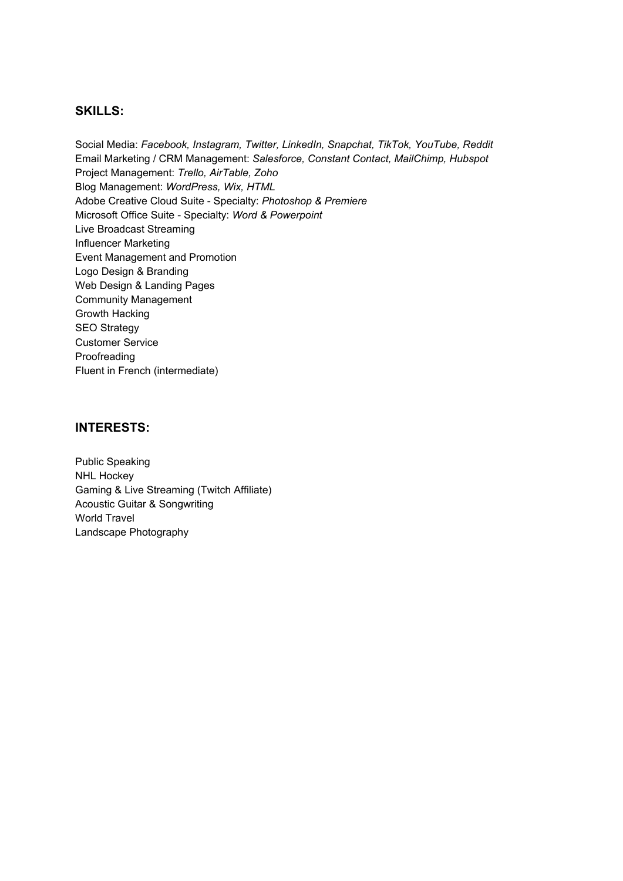## SKILLS:

Social Media: *Facebook, Instagram, Twitter, LinkedIn, Snapchat, TikTok, YouTube, Reddit*
Email Marketing / CRM Management: *Salesforce, Constant Contact, MailChimp, Hubspot*
Project Management: *Trello, AirTable, Zoho*
Blog Management: *WordPress, Wix, HTML*
Adobe Creative Cloud Suite - Specialty: *Photoshop & Premiere*
Microsoft Office Suite - Specialty: *Word & Powerpoint*
Live Broadcast Streaming
Influencer Marketing
Event Management and Promotion
Logo Design & Branding
Web Design & Landing Pages
Community Management
Growth Hacking
SEO Strategy
Customer Service
Proofreading
Fluent in French (intermediate)

## INTERESTS:

Public Speaking
NHL Hockey
Gaming & Live Streaming (Twitch Affiliate)
Acoustic Guitar & Songwriting
World Travel
Landscape Photography